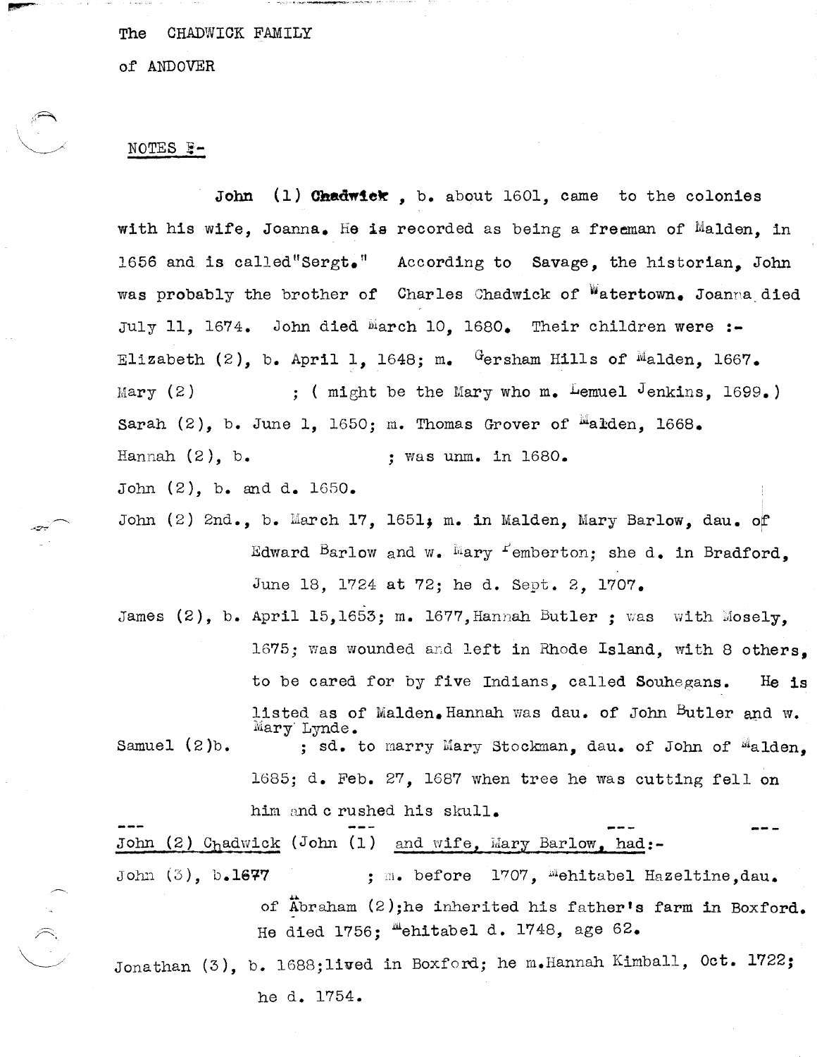The CHADWICK FAMILY

of ANDOVER

NOTES :-

**John (1) Chadwick**, b. about 1601, came to the colonies with his wife, Joanna. He is recorded as being a freeman of Malden, in 1656 and is called "Sergt." According to Savage, the historian, John was probably the brother of Charles Chadwick of Watertown. Joanna died July 11, 1674. John died March 10, 1680. Their children were :-

Elizabeth (2), b. April 1, 1648; m. Gersham Hills of Malden, 1667.

Mary (2) ; ( might be the Mary who m. Lemuel Jenkins, 1699.)

Sarah (2), b. June 1, 1650; m. Thomas Grover of Malden, 1668.

Hannah (2), b. ; was unm. in 1680.

John (2), b. and d. 1650.

John (2) 2nd., b. March 17, 1651; m. in Malden, Mary Barlow, dau. of Edward Barlow and w. Mary Pemberton; she d. in Bradford, June 18, 1724 at 72; he d. Sept. 2, 1707.

James (2), b. April 15,1653; m. 1677, Hannah Butler ; was with Mosely, 1675; was wounded and left in Rhode Island, with 8 others, to be cared for by five Indians, called Souhegans. He is listed as of Malden. Hannah was dau. of John Butler and w. Mary Lynde.

Samuel (2)b. ; sd. to marry Mary Stockman, dau. of John of Malden, 1685; d. Feb. 27, 1687 when tree he was cutting fell on him and crushed his skull.

---

John (2) Chadwick (John (1) and wife, Mary Barlow, had:-

John (3), b.1677 ; m. before 1707, Mehitabel Hazeltine, dau. of Abraham (2); he inherited his father's farm in Boxford. He died 1756; Mehitabel d. 1748, age 62.

Jonathan (3), b. 1688; lived in Boxford; he m. Hannah Kimball, Oct. 1722; he d. 1754.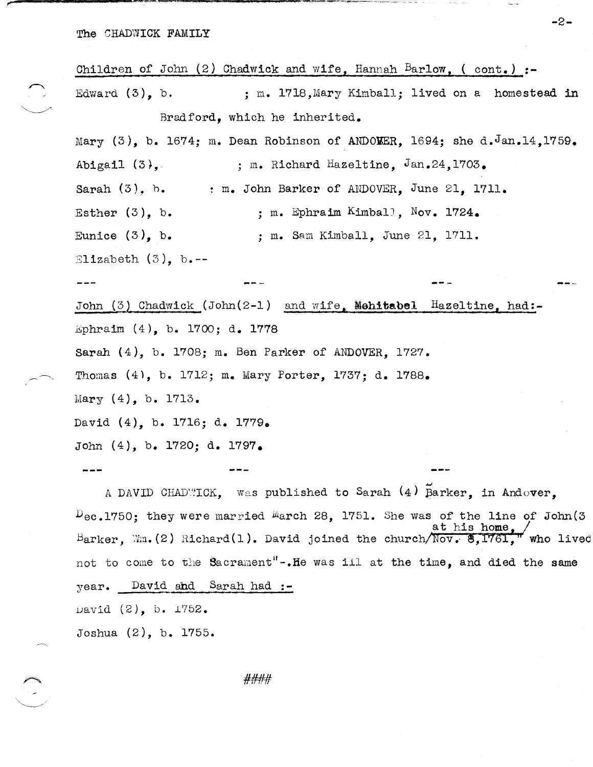Children of John (2) Chadwick and wife, Hannah Barlow, ( cont.) :-

Edward (3), b. ; m. 1718, Mary Kimball; lived on a homestead in Bradford, which he inherited.

Mary (3), b. 1674; m. Dean Robinson of ANDOVER, 1694; she d. Jan.14, 1759.

Abigail (3), ; m. Richard Hazeltine, Jan.24, 1703.

Sarah (3), b. ; m. John Barker of ANDOVER, June 21, 1711.

Esther (3), b. ; m. Ephraim Kimball, Nov. 1724.

Eunice (3), b. ; m. Sam Kimball, June 21, 1711.

Elizabeth (3), b.--

--- --- --- ---

John (3) Chadwick (John(2-1) and wife, Mehitabel Hazeltine, had:-

Ephraim (4), b. 1700; d. 1778

Sarah (4), b. 1708; m. Ben Parker of ANDOVER, 1727.

Thomas (4), b. 1712; m. Mary Porter, 1737; d. 1788.

Mary (4), b. 1713.

David (4), b. 1716; d. 1779.

John (4), b. 1720; d. 1797.

--- --- ---

A DAVID CHADWICK, was published to Sarah (4) Barker, in Andover, Dec.1750; they were married March 28, 1751. She was of the line of John(3 Barker, Wm.(2) Richard(1). David joined the church at his home, Nov. 8, 1761," who lived not to come to the Sacrament"-. He was ill at the time, and died the same year. David and Sarah had :-

David (2), b. 1752.

Joshua (2), b. 1755.

####